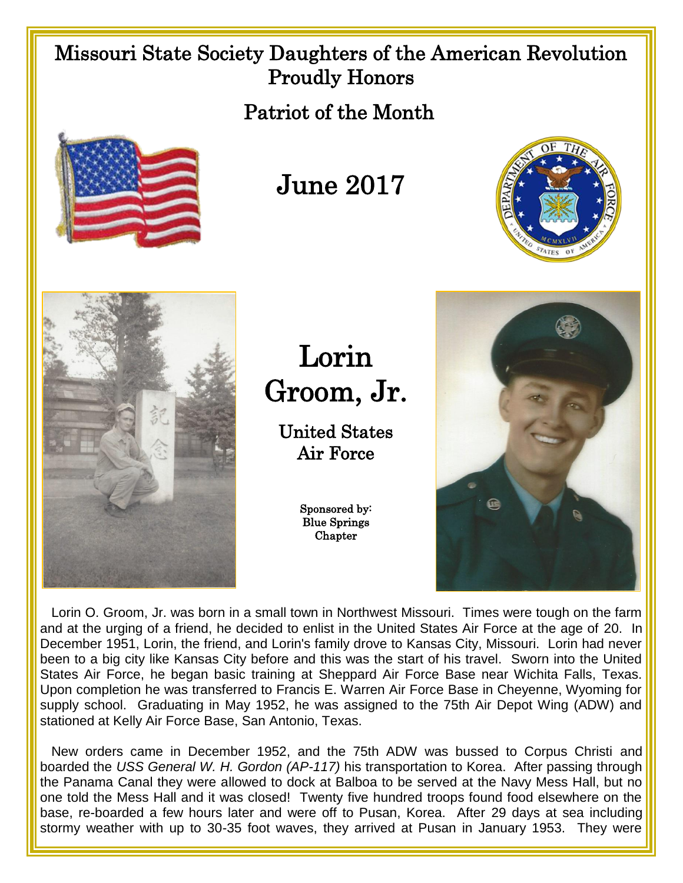# Missouri State Society Daughters of the American Revolution Proudly Honors

## Patriot of the Month

## June 2017

# Lorin Groom, Jr.

### United States Air Force

**Sponsored by: Blue Springs Chapter**

Lorin O. Groom, Jr. was born in a small town in Northwest Missouri. Times were tough on the farm and at the urging of a friend, he decided to enlist in the United States Air Force at the age of 20. In December 1951, Lorin, the friend, and Lorin's family drove to Kansas City, Missouri. Lorin had never been to a big city like Kansas City before and this was the start of his travel. Sworn into the United States Air Force, he began basic training at Sheppard Air Force Base near Wichita Falls, Texas. Upon completion he was transferred to Francis E. Warren Air Force Base in Cheyenne, Wyoming for supply school. Graduating in May 1952, he was assigned to the 75th Air Depot Wing (ADW) and stationed at Kelly Air Force Base, San Antonio, Texas.

New orders came in December 1952, and the 75th ADW was bussed to Corpus Christi and boarded the *USS General W. H. Gordon (AP-117)* his transportation to Korea. After passing through the Panama Canal they were allowed to dock at Balboa to be served at the Navy Mess Hall, but no one told the Mess Hall and it was closed! Twenty five hundred troops found food elsewhere on the base, re-boarded a few hours later and were off to Pusan, Korea. After 29 days at sea including stormy weather with up to 30-35 foot waves, they arrived at Pusan in January 1953. They were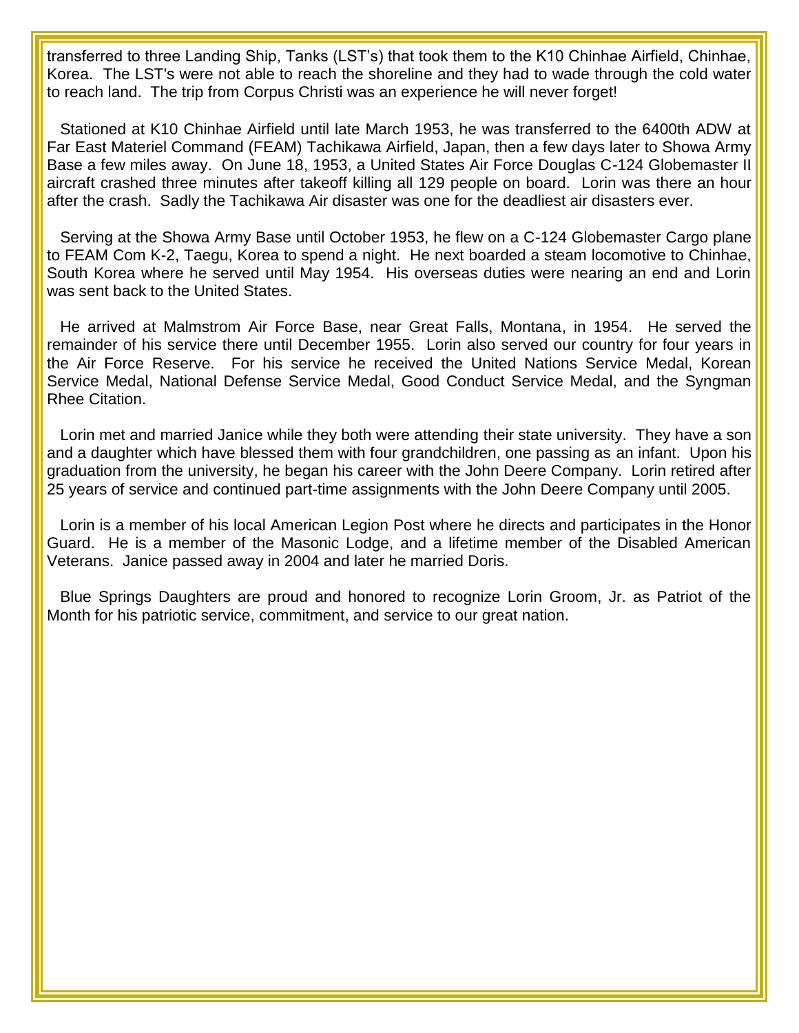transferred to three Landing Ship, Tanks (LST's) that took them to the K10 Chinhae Airfield, Chinhae, Korea. The LST's were not able to reach the shoreline and they had to wade through the cold water to reach land. The trip from Corpus Christi was an experience he will never forget!

Stationed at K10 Chinhae Airfield until late March 1953, he was transferred to the 6400th ADW at Far East Materiel Command (FEAM) Tachikawa Airfield, Japan, then a few days later to Showa Army Base a few miles away. On June 18, 1953, a United States Air Force Douglas C-124 Globemaster II aircraft crashed three minutes after takeoff killing all 129 people on board. Lorin was there an hour after the crash. Sadly the Tachikawa Air disaster was one for the deadliest air disasters ever.

Serving at the Showa Army Base until October 1953, he flew on a C-124 Globemaster Cargo plane to FEAM Com K-2, Taegu, Korea to spend a night. He next boarded a steam locomotive to Chinhae, South Korea where he served until May 1954. His overseas duties were nearing an end and Lorin was sent back to the United States.

He arrived at Malmstrom Air Force Base, near Great Falls, Montana, in 1954. He served the remainder of his service there until December 1955. Lorin also served our country for four years in the Air Force Reserve. For his service he received the United Nations Service Medal, Korean Service Medal, National Defense Service Medal, Good Conduct Service Medal, and the Syngman Rhee Citation.

Lorin met and married Janice while they both were attending their state university. They have a son and a daughter which have blessed them with four grandchildren, one passing as an infant. Upon his graduation from the university, he began his career with the John Deere Company. Lorin retired after 25 years of service and continued part-time assignments with the John Deere Company until 2005.

Lorin is a member of his local American Legion Post where he directs and participates in the Honor Guard. He is a member of the Masonic Lodge, and a lifetime member of the Disabled American Veterans. Janice passed away in 2004 and later he married Doris.

Blue Springs Daughters are proud and honored to recognize Lorin Groom, Jr. as Patriot of the Month for his patriotic service, commitment, and service to our great nation.